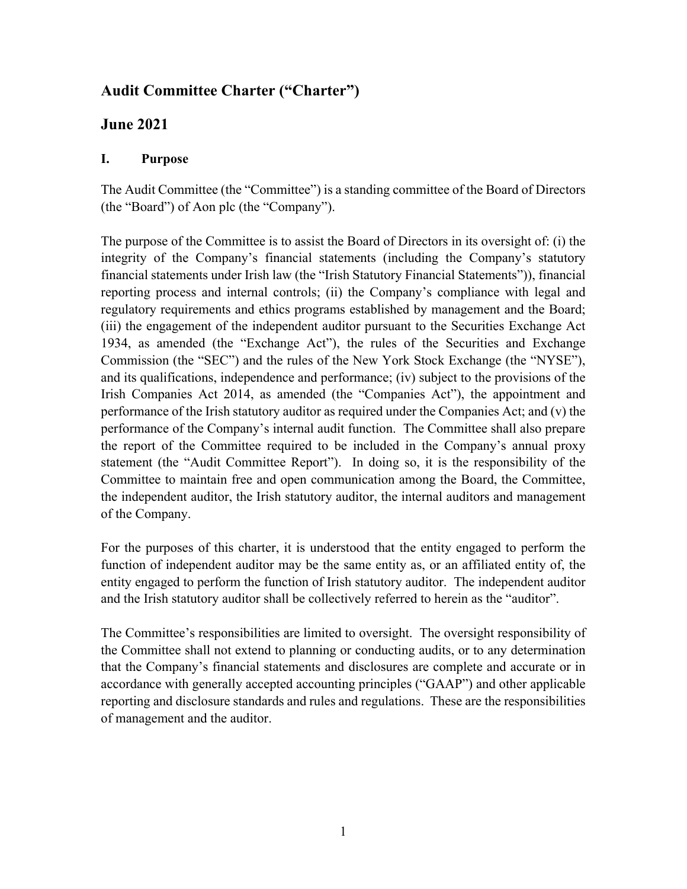# Audit Committee Charter ("Charter")

## June 2021

### I. Purpose

The Audit Committee (the "Committee") is a standing committee of the Board of Directors (the "Board") of Aon plc (the "Company").

The purpose of the Committee is to assist the Board of Directors in its oversight of: (i) the integrity of the Company's financial statements (including the Company's statutory financial statements under Irish law (the "Irish Statutory Financial Statements")), financial reporting process and internal controls; (ii) the Company's compliance with legal and regulatory requirements and ethics programs established by management and the Board; (iii) the engagement of the independent auditor pursuant to the Securities Exchange Act 1934, as amended (the "Exchange Act"), the rules of the Securities and Exchange Commission (the "SEC") and the rules of the New York Stock Exchange (the "NYSE"), and its qualifications, independence and performance; (iv) subject to the provisions of the Irish Companies Act 2014, as amended (the "Companies Act"), the appointment and performance of the Irish statutory auditor as required under the Companies Act; and (v) the performance of the Company's internal audit function. The Committee shall also prepare the report of the Committee required to be included in the Company's annual proxy statement (the "Audit Committee Report"). In doing so, it is the responsibility of the Committee to maintain free and open communication among the Board, the Committee, the independent auditor, the Irish statutory auditor, the internal auditors and management of the Company.

For the purposes of this charter, it is understood that the entity engaged to perform the function of independent auditor may be the same entity as, or an affiliated entity of, the entity engaged to perform the function of Irish statutory auditor. The independent auditor and the Irish statutory auditor shall be collectively referred to herein as the "auditor".

The Committee's responsibilities are limited to oversight. The oversight responsibility of the Committee shall not extend to planning or conducting audits, or to any determination that the Company's financial statements and disclosures are complete and accurate or in accordance with generally accepted accounting principles ("GAAP") and other applicable reporting and disclosure standards and rules and regulations. These are the responsibilities of management and the auditor.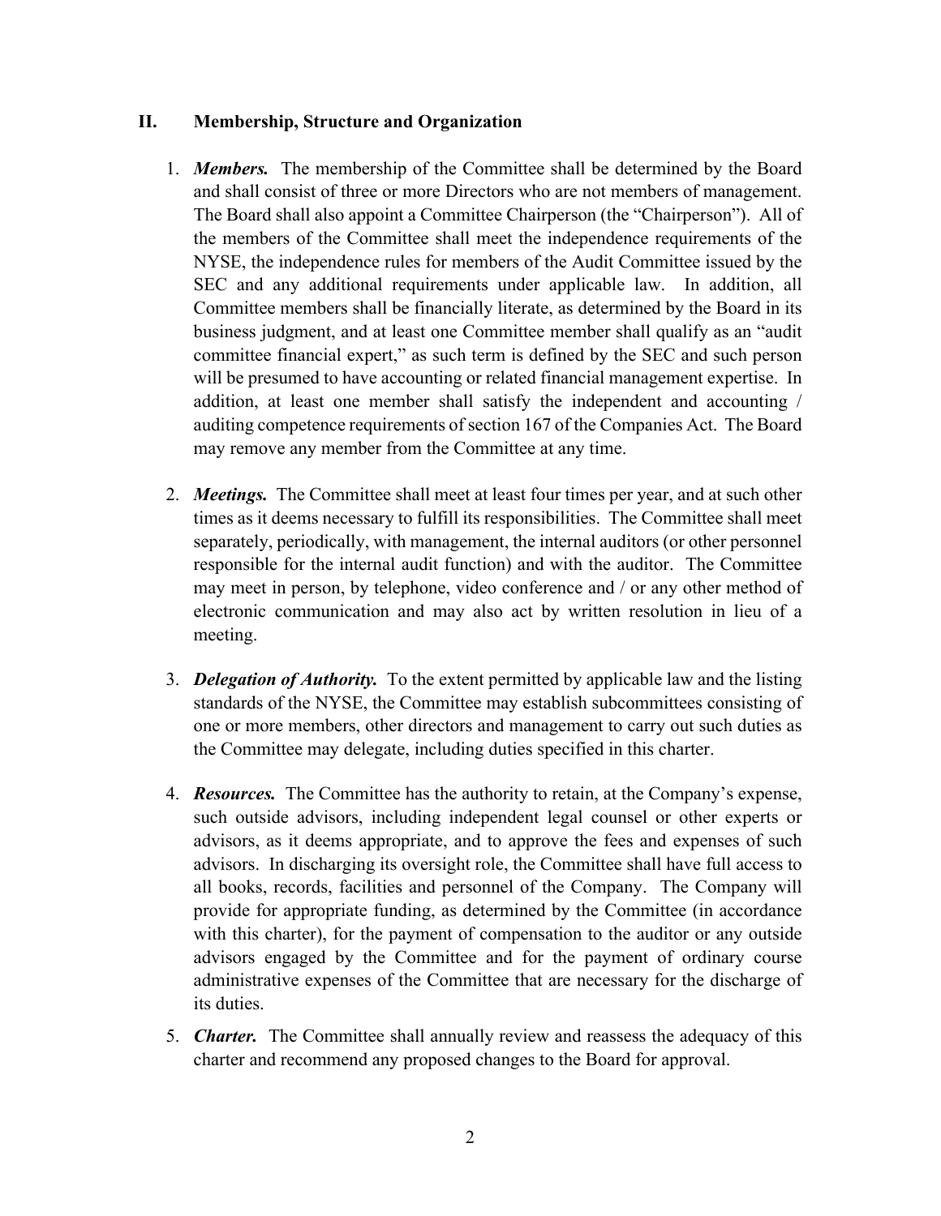## II. Membership, Structure and Organization

1. ***Members.*** The membership of the Committee shall be determined by the Board and shall consist of three or more Directors who are not members of management. The Board shall also appoint a Committee Chairperson (the "Chairperson"). All of the members of the Committee shall meet the independence requirements of the NYSE, the independence rules for members of the Audit Committee issued by the SEC and any additional requirements under applicable law. In addition, all Committee members shall be financially literate, as determined by the Board in its business judgment, and at least one Committee member shall qualify as an "audit committee financial expert," as such term is defined by the SEC and such person will be presumed to have accounting or related financial management expertise. In addition, at least one member shall satisfy the independent and accounting / auditing competence requirements of section 167 of the Companies Act. The Board may remove any member from the Committee at any time.

2. ***Meetings.*** The Committee shall meet at least four times per year, and at such other times as it deems necessary to fulfill its responsibilities. The Committee shall meet separately, periodically, with management, the internal auditors (or other personnel responsible for the internal audit function) and with the auditor. The Committee may meet in person, by telephone, video conference and / or any other method of electronic communication and may also act by written resolution in lieu of a meeting.

3. ***Delegation of Authority.*** To the extent permitted by applicable law and the listing standards of the NYSE, the Committee may establish subcommittees consisting of one or more members, other directors and management to carry out such duties as the Committee may delegate, including duties specified in this charter.

4. ***Resources.*** The Committee has the authority to retain, at the Company's expense, such outside advisors, including independent legal counsel or other experts or advisors, as it deems appropriate, and to approve the fees and expenses of such advisors. In discharging its oversight role, the Committee shall have full access to all books, records, facilities and personnel of the Company. The Company will provide for appropriate funding, as determined by the Committee (in accordance with this charter), for the payment of compensation to the auditor or any outside advisors engaged by the Committee and for the payment of ordinary course administrative expenses of the Committee that are necessary for the discharge of its duties.

5. ***Charter.*** The Committee shall annually review and reassess the adequacy of this charter and recommend any proposed changes to the Board for approval.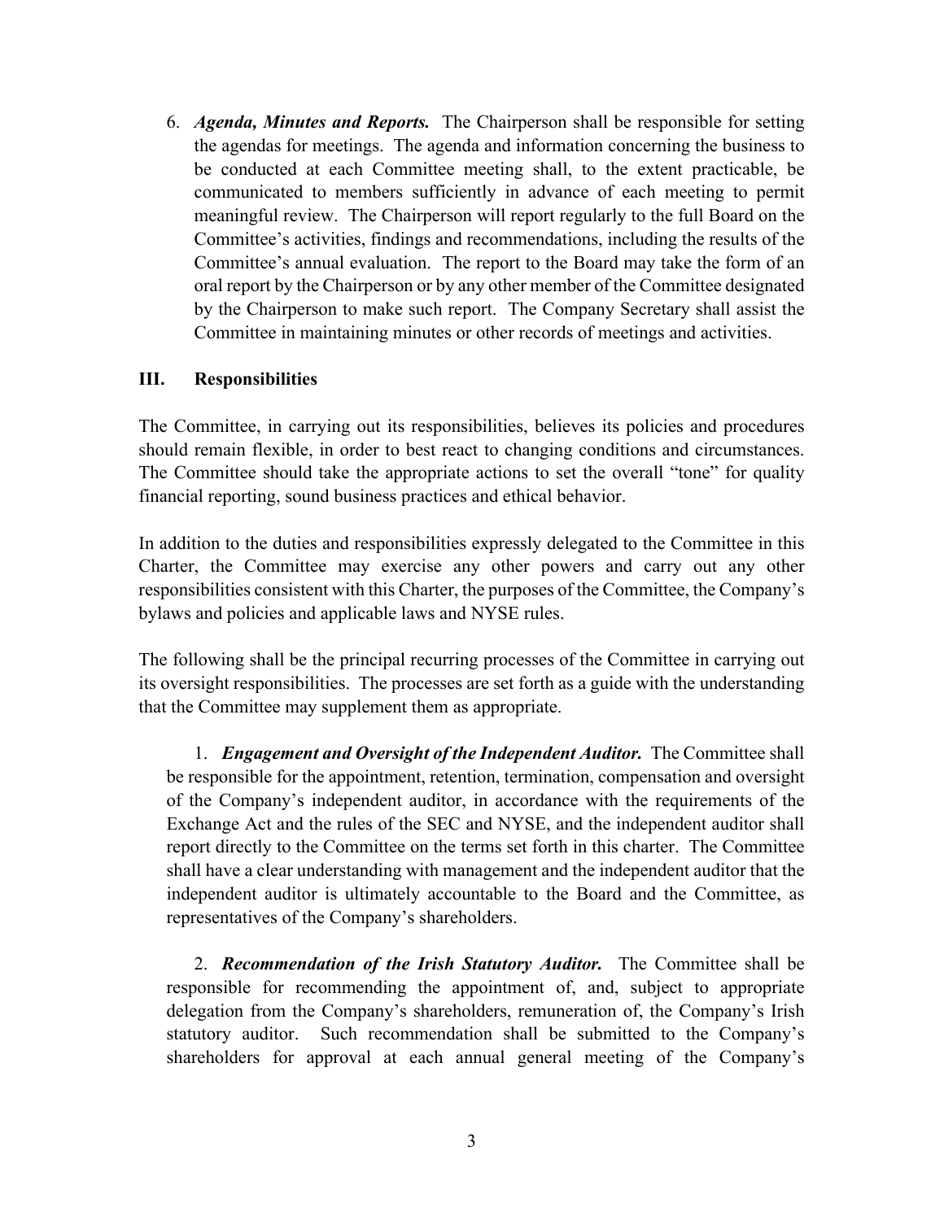6. ***Agenda, Minutes and Reports.*** The Chairperson shall be responsible for setting the agendas for meetings. The agenda and information concerning the business to be conducted at each Committee meeting shall, to the extent practicable, be communicated to members sufficiently in advance of each meeting to permit meaningful review. The Chairperson will report regularly to the full Board on the Committee's activities, findings and recommendations, including the results of the Committee's annual evaluation. The report to the Board may take the form of an oral report by the Chairperson or by any other member of the Committee designated by the Chairperson to make such report. The Company Secretary shall assist the Committee in maintaining minutes or other records of meetings and activities.

## III. Responsibilities

The Committee, in carrying out its responsibilities, believes its policies and procedures should remain flexible, in order to best react to changing conditions and circumstances. The Committee should take the appropriate actions to set the overall "tone" for quality financial reporting, sound business practices and ethical behavior.

In addition to the duties and responsibilities expressly delegated to the Committee in this Charter, the Committee may exercise any other powers and carry out any other responsibilities consistent with this Charter, the purposes of the Committee, the Company's bylaws and policies and applicable laws and NYSE rules.

The following shall be the principal recurring processes of the Committee in carrying out its oversight responsibilities. The processes are set forth as a guide with the understanding that the Committee may supplement them as appropriate.

1. ***Engagement and Oversight of the Independent Auditor.*** The Committee shall be responsible for the appointment, retention, termination, compensation and oversight of the Company's independent auditor, in accordance with the requirements of the Exchange Act and the rules of the SEC and NYSE, and the independent auditor shall report directly to the Committee on the terms set forth in this charter. The Committee shall have a clear understanding with management and the independent auditor that the independent auditor is ultimately accountable to the Board and the Committee, as representatives of the Company's shareholders.

2. ***Recommendation of the Irish Statutory Auditor.*** The Committee shall be responsible for recommending the appointment of, and, subject to appropriate delegation from the Company's shareholders, remuneration of, the Company's Irish statutory auditor. Such recommendation shall be submitted to the Company's shareholders for approval at each annual general meeting of the Company's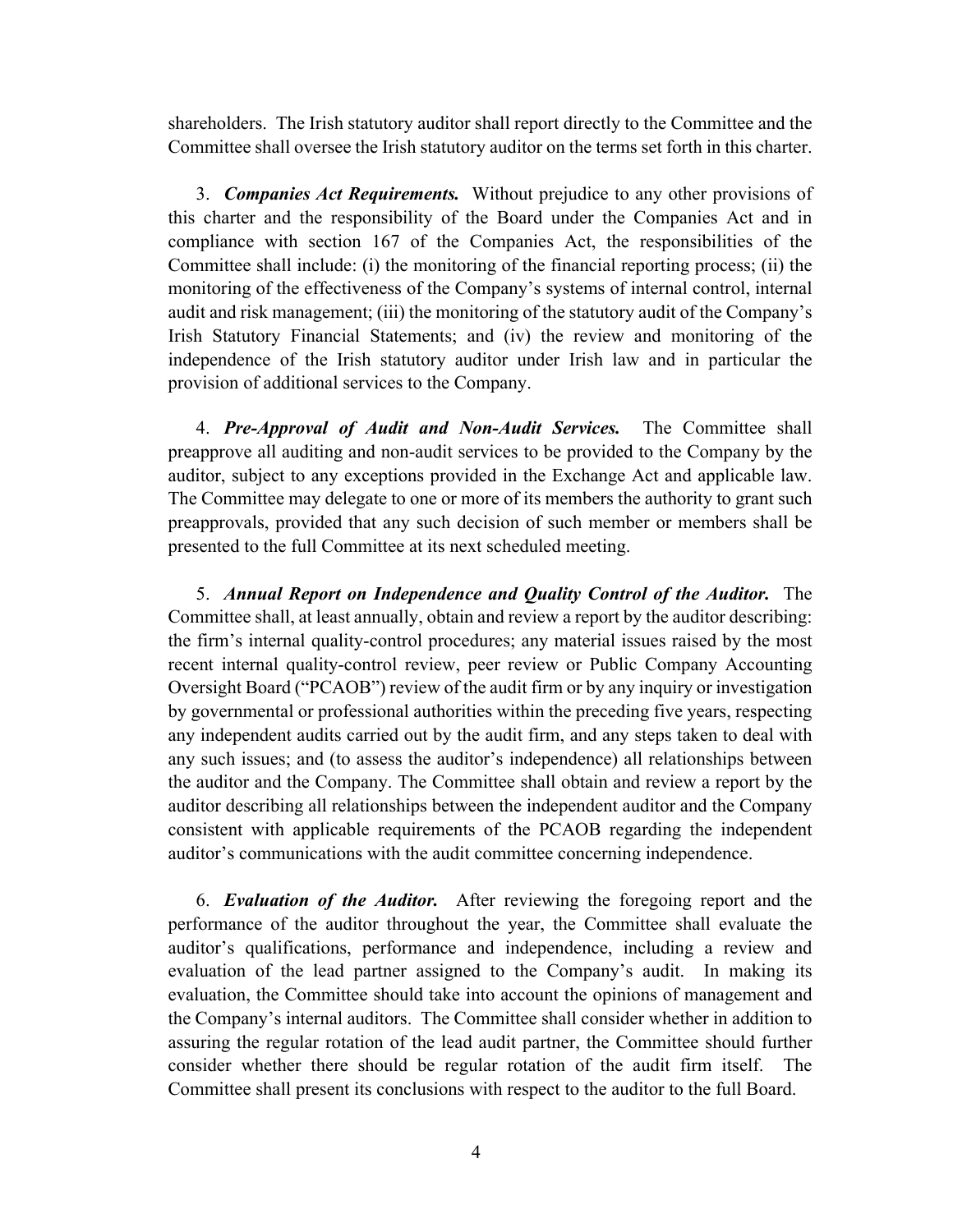shareholders. The Irish statutory auditor shall report directly to the Committee and the Committee shall oversee the Irish statutory auditor on the terms set forth in this charter.

3. ***Companies Act Requirements.*** Without prejudice to any other provisions of this charter and the responsibility of the Board under the Companies Act and in compliance with section 167 of the Companies Act, the responsibilities of the Committee shall include: (i) the monitoring of the financial reporting process; (ii) the monitoring of the effectiveness of the Company's systems of internal control, internal audit and risk management; (iii) the monitoring of the statutory audit of the Company's Irish Statutory Financial Statements; and (iv) the review and monitoring of the independence of the Irish statutory auditor under Irish law and in particular the provision of additional services to the Company.

4. ***Pre-Approval of Audit and Non-Audit Services.*** The Committee shall preapprove all auditing and non-audit services to be provided to the Company by the auditor, subject to any exceptions provided in the Exchange Act and applicable law. The Committee may delegate to one or more of its members the authority to grant such preapprovals, provided that any such decision of such member or members shall be presented to the full Committee at its next scheduled meeting.

5. ***Annual Report on Independence and Quality Control of the Auditor.*** The Committee shall, at least annually, obtain and review a report by the auditor describing: the firm's internal quality-control procedures; any material issues raised by the most recent internal quality-control review, peer review or Public Company Accounting Oversight Board ("PCAOB") review of the audit firm or by any inquiry or investigation by governmental or professional authorities within the preceding five years, respecting any independent audits carried out by the audit firm, and any steps taken to deal with any such issues; and (to assess the auditor's independence) all relationships between the auditor and the Company. The Committee shall obtain and review a report by the auditor describing all relationships between the independent auditor and the Company consistent with applicable requirements of the PCAOB regarding the independent auditor's communications with the audit committee concerning independence.

6. ***Evaluation of the Auditor.*** After reviewing the foregoing report and the performance of the auditor throughout the year, the Committee shall evaluate the auditor's qualifications, performance and independence, including a review and evaluation of the lead partner assigned to the Company's audit. In making its evaluation, the Committee should take into account the opinions of management and the Company's internal auditors. The Committee shall consider whether in addition to assuring the regular rotation of the lead audit partner, the Committee should further consider whether there should be regular rotation of the audit firm itself. The Committee shall present its conclusions with respect to the auditor to the full Board.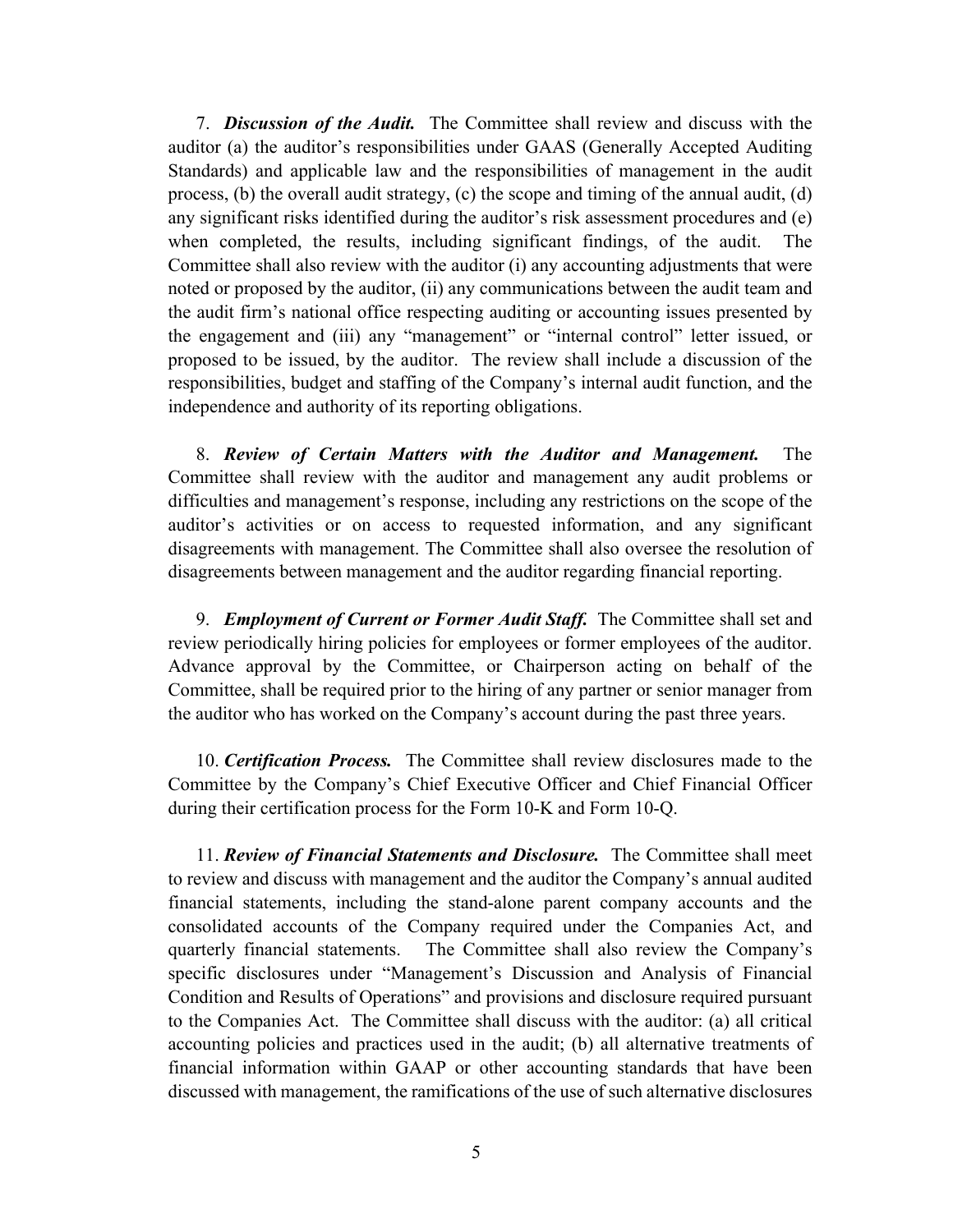7. ***Discussion of the Audit.*** The Committee shall review and discuss with the auditor (a) the auditor's responsibilities under GAAS (Generally Accepted Auditing Standards) and applicable law and the responsibilities of management in the audit process, (b) the overall audit strategy, (c) the scope and timing of the annual audit, (d) any significant risks identified during the auditor's risk assessment procedures and (e) when completed, the results, including significant findings, of the audit. The Committee shall also review with the auditor (i) any accounting adjustments that were noted or proposed by the auditor, (ii) any communications between the audit team and the audit firm's national office respecting auditing or accounting issues presented by the engagement and (iii) any "management" or "internal control" letter issued, or proposed to be issued, by the auditor. The review shall include a discussion of the responsibilities, budget and staffing of the Company's internal audit function, and the independence and authority of its reporting obligations.

8. ***Review of Certain Matters with the Auditor and Management.*** The Committee shall review with the auditor and management any audit problems or difficulties and management's response, including any restrictions on the scope of the auditor's activities or on access to requested information, and any significant disagreements with management. The Committee shall also oversee the resolution of disagreements between management and the auditor regarding financial reporting.

9. ***Employment of Current or Former Audit Staff.*** The Committee shall set and review periodically hiring policies for employees or former employees of the auditor. Advance approval by the Committee, or Chairperson acting on behalf of the Committee, shall be required prior to the hiring of any partner or senior manager from the auditor who has worked on the Company's account during the past three years.

10. ***Certification Process.*** The Committee shall review disclosures made to the Committee by the Company's Chief Executive Officer and Chief Financial Officer during their certification process for the Form 10-K and Form 10-Q.

11. ***Review of Financial Statements and Disclosure.*** The Committee shall meet to review and discuss with management and the auditor the Company's annual audited financial statements, including the stand-alone parent company accounts and the consolidated accounts of the Company required under the Companies Act, and quarterly financial statements. The Committee shall also review the Company's specific disclosures under "Management's Discussion and Analysis of Financial Condition and Results of Operations" and provisions and disclosure required pursuant to the Companies Act. The Committee shall discuss with the auditor: (a) all critical accounting policies and practices used in the audit; (b) all alternative treatments of financial information within GAAP or other accounting standards that have been discussed with management, the ramifications of the use of such alternative disclosures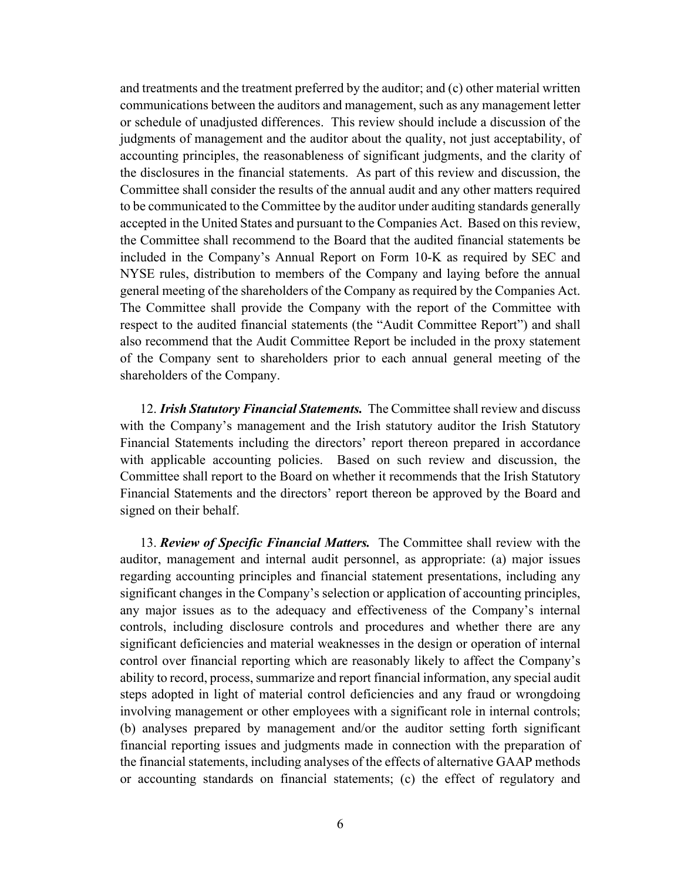and treatments and the treatment preferred by the auditor; and (c) other material written communications between the auditors and management, such as any management letter or schedule of unadjusted differences. This review should include a discussion of the judgments of management and the auditor about the quality, not just acceptability, of accounting principles, the reasonableness of significant judgments, and the clarity of the disclosures in the financial statements. As part of this review and discussion, the Committee shall consider the results of the annual audit and any other matters required to be communicated to the Committee by the auditor under auditing standards generally accepted in the United States and pursuant to the Companies Act. Based on this review, the Committee shall recommend to the Board that the audited financial statements be included in the Company's Annual Report on Form 10-K as required by SEC and NYSE rules, distribution to members of the Company and laying before the annual general meeting of the shareholders of the Company as required by the Companies Act. The Committee shall provide the Company with the report of the Committee with respect to the audited financial statements (the "Audit Committee Report") and shall also recommend that the Audit Committee Report be included in the proxy statement of the Company sent to shareholders prior to each annual general meeting of the shareholders of the Company.

12. ***Irish Statutory Financial Statements.*** The Committee shall review and discuss with the Company's management and the Irish statutory auditor the Irish Statutory Financial Statements including the directors' report thereon prepared in accordance with applicable accounting policies. Based on such review and discussion, the Committee shall report to the Board on whether it recommends that the Irish Statutory Financial Statements and the directors' report thereon be approved by the Board and signed on their behalf.

13. ***Review of Specific Financial Matters.*** The Committee shall review with the auditor, management and internal audit personnel, as appropriate: (a) major issues regarding accounting principles and financial statement presentations, including any significant changes in the Company's selection or application of accounting principles, any major issues as to the adequacy and effectiveness of the Company's internal controls, including disclosure controls and procedures and whether there are any significant deficiencies and material weaknesses in the design or operation of internal control over financial reporting which are reasonably likely to affect the Company's ability to record, process, summarize and report financial information, any special audit steps adopted in light of material control deficiencies and any fraud or wrongdoing involving management or other employees with a significant role in internal controls; (b) analyses prepared by management and/or the auditor setting forth significant financial reporting issues and judgments made in connection with the preparation of the financial statements, including analyses of the effects of alternative GAAP methods or accounting standards on financial statements; (c) the effect of regulatory and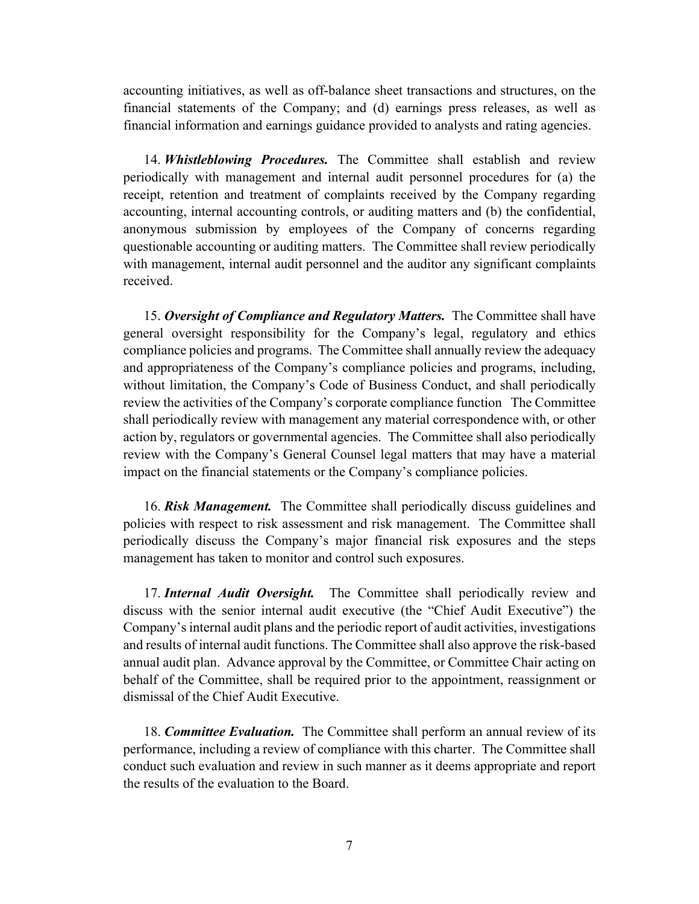accounting initiatives, as well as off-balance sheet transactions and structures, on the financial statements of the Company; and (d) earnings press releases, as well as financial information and earnings guidance provided to analysts and rating agencies.

14. ***Whistleblowing Procedures.*** The Committee shall establish and review periodically with management and internal audit personnel procedures for (a) the receipt, retention and treatment of complaints received by the Company regarding accounting, internal accounting controls, or auditing matters and (b) the confidential, anonymous submission by employees of the Company of concerns regarding questionable accounting or auditing matters. The Committee shall review periodically with management, internal audit personnel and the auditor any significant complaints received.

15. ***Oversight of Compliance and Regulatory Matters.*** The Committee shall have general oversight responsibility for the Company's legal, regulatory and ethics compliance policies and programs. The Committee shall annually review the adequacy and appropriateness of the Company's compliance policies and programs, including, without limitation, the Company's Code of Business Conduct, and shall periodically review the activities of the Company's corporate compliance function The Committee shall periodically review with management any material correspondence with, or other action by, regulators or governmental agencies. The Committee shall also periodically review with the Company's General Counsel legal matters that may have a material impact on the financial statements or the Company's compliance policies.

16. ***Risk Management.*** The Committee shall periodically discuss guidelines and policies with respect to risk assessment and risk management. The Committee shall periodically discuss the Company's major financial risk exposures and the steps management has taken to monitor and control such exposures.

17. ***Internal Audit Oversight.*** The Committee shall periodically review and discuss with the senior internal audit executive (the "Chief Audit Executive") the Company's internal audit plans and the periodic report of audit activities, investigations and results of internal audit functions. The Committee shall also approve the risk-based annual audit plan. Advance approval by the Committee, or Committee Chair acting on behalf of the Committee, shall be required prior to the appointment, reassignment or dismissal of the Chief Audit Executive.

18. ***Committee Evaluation.*** The Committee shall perform an annual review of its performance, including a review of compliance with this charter. The Committee shall conduct such evaluation and review in such manner as it deems appropriate and report the results of the evaluation to the Board.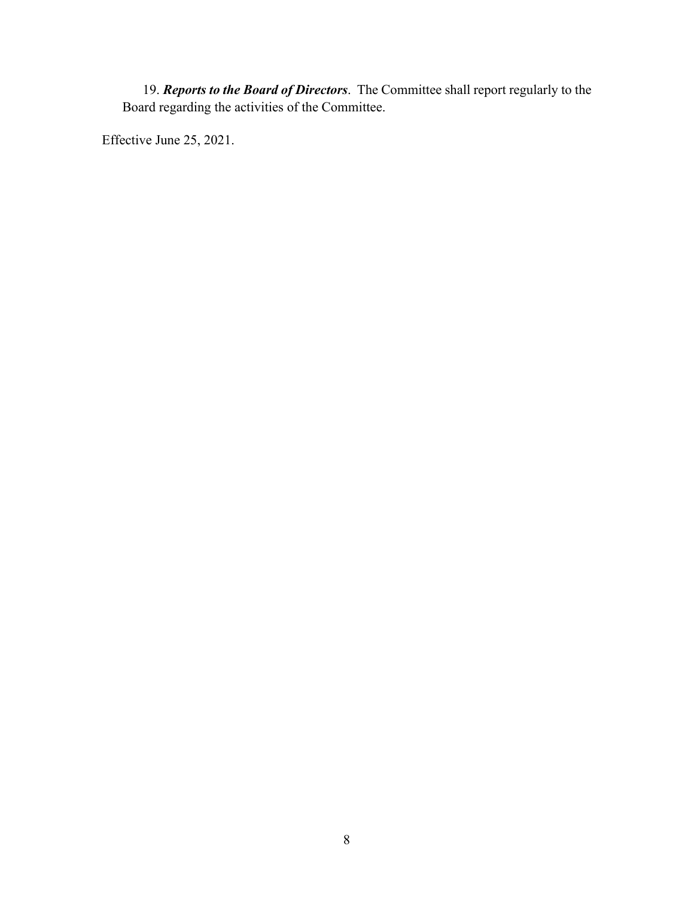19. ***Reports to the Board of Directors***. The Committee shall report regularly to the Board regarding the activities of the Committee.

Effective June 25, 2021.